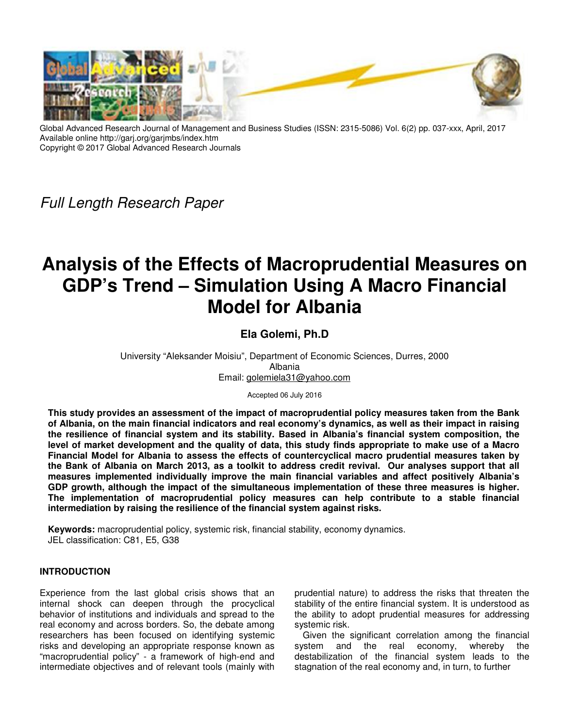Global Advanced Research Journal of Management and Business Studies (ISSN: 2315-5086) Vol. 6(2) pp. 037-xxx, April, 2017
Available online http://garj.org/garjmbs/index.htm
Copyright © 2017 Global Advanced Research Journals

*Full Length Research Paper*

# Analysis of the Effects of Macroprudential Measures on GDP's Trend – Simulation Using A Macro Financial Model for Albania

**Ela Golemi, Ph.D**

University "Aleksander Moisiu", Department of Economic Sciences, Durres, 2000
Albania
Email: golemiela31@yahoo.com

Accepted 06 July 2016

**This study provides an assessment of the impact of macroprudential policy measures taken from the Bank of Albania, on the main financial indicators and real economy's dynamics, as well as their impact in raising the resilience of financial system and its stability. Based in Albania's financial system composition, the level of market development and the quality of data, this study finds appropriate to make use of a Macro Financial Model for Albania to assess the effects of countercyclical macro prudential measures taken by the Bank of Albania on March 2013, as a toolkit to address credit revival. Our analyses support that all measures implemented individually improve the main financial variables and affect positively Albania's GDP growth, although the impact of the simultaneous implementation of these three measures is higher. The implementation of macroprudential policy measures can help contribute to a stable financial intermediation by raising the resilience of the financial system against risks.**

**Keywords:** macroprudential policy, systemic risk, financial stability, economy dynamics.
JEL classification: C81, E5, G38

## INTRODUCTION

Experience from the last global crisis shows that an internal shock can deepen through the procyclical behavior of institutions and individuals and spread to the real economy and across borders. So, the debate among researchers has been focused on identifying systemic risks and developing an appropriate response known as "macroprudential policy" - a framework of high-end and intermediate objectives and of relevant tools (mainly with prudential nature) to address the risks that threaten the stability of the entire financial system. It is understood as the ability to adopt prudential measures for addressing systemic risk.

Given the significant correlation among the financial system and the real economy, whereby the destabilization of the financial system leads to the stagnation of the real economy and, in turn, to further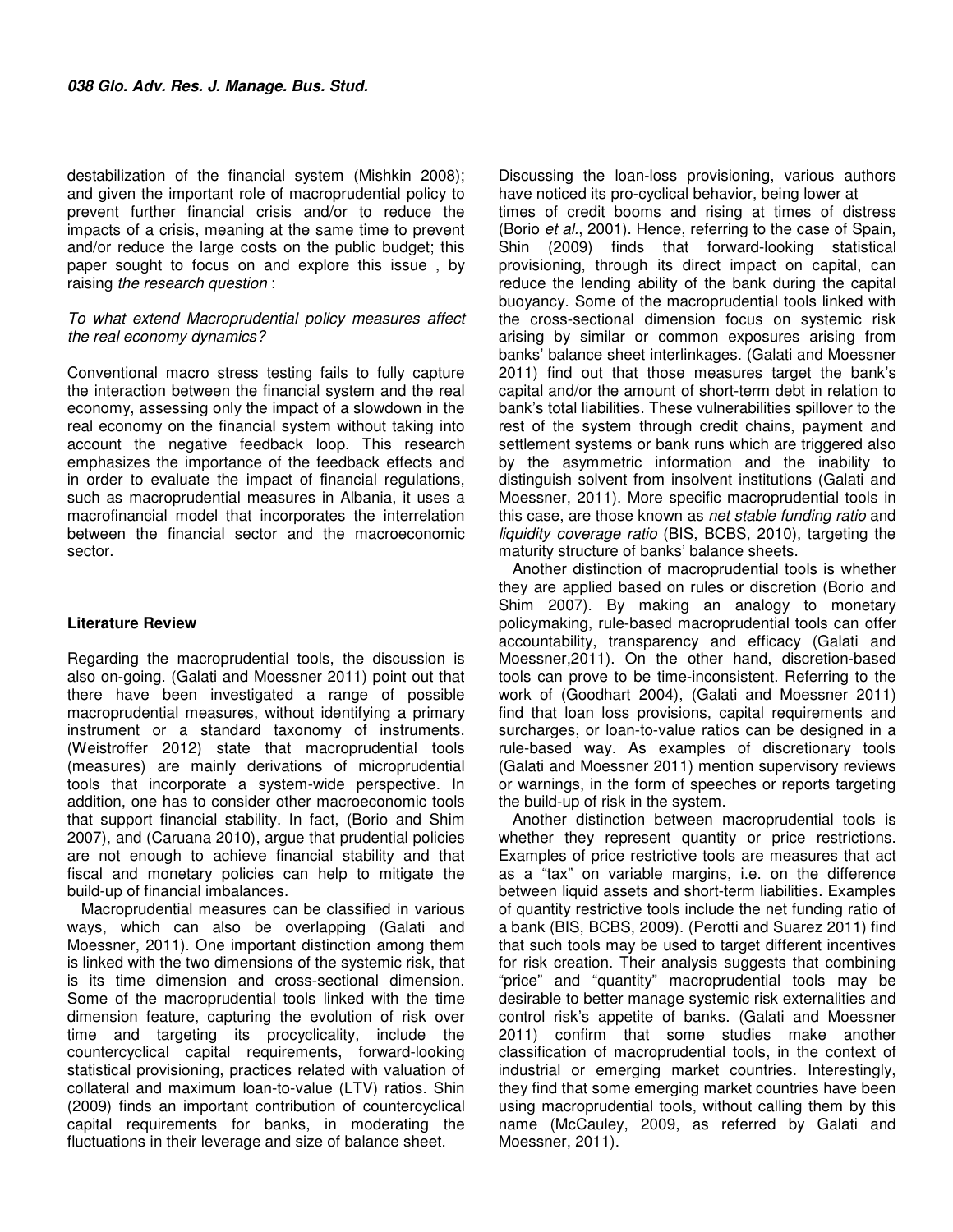destabilization of the financial system (Mishkin 2008); and given the important role of macroprudential policy to prevent further financial crisis and/or to reduce the impacts of a crisis, meaning at the same time to prevent and/or reduce the large costs on the public budget; this paper sought to focus on and explore this issue , by raising *the research question* :

*To what extend Macroprudential policy measures affect the real economy dynamics?*

Conventional macro stress testing fails to fully capture the interaction between the financial system and the real economy, assessing only the impact of a slowdown in the real economy on the financial system without taking into account the negative feedback loop. This research emphasizes the importance of the feedback effects and in order to evaluate the impact of financial regulations, such as macroprudential measures in Albania, it uses a macrofinancial model that incorporates the interrelation between the financial sector and the macroeconomic sector.

## Literature Review

Regarding the macroprudential tools, the discussion is also on-going. (Galati and Moessner 2011) point out that there have been investigated a range of possible macroprudential measures, without identifying a primary instrument or a standard taxonomy of instruments. (Weistroffer 2012) state that macroprudential tools (measures) are mainly derivations of microprudential tools that incorporate a system-wide perspective. In addition, one has to consider other macroeconomic tools that support financial stability. In fact, (Borio and Shim 2007), and (Caruana 2010), argue that prudential policies are not enough to achieve financial stability and that fiscal and monetary policies can help to mitigate the build-up of financial imbalances.

Macroprudential measures can be classified in various ways, which can also be overlapping (Galati and Moessner, 2011). One important distinction among them is linked with the two dimensions of the systemic risk, that is its time dimension and cross-sectional dimension. Some of the macroprudential tools linked with the time dimension feature, capturing the evolution of risk over time and targeting its procyclicality, include the countercyclical capital requirements, forward-looking statistical provisioning, practices related with valuation of collateral and maximum loan-to-value (LTV) ratios. Shin (2009) finds an important contribution of countercyclical capital requirements for banks, in moderating the fluctuations in their leverage and size of balance sheet.

Discussing the loan-loss provisioning, various authors have noticed its pro-cyclical behavior, being lower at times of credit booms and rising at times of distress (Borio *et al*., 2001). Hence, referring to the case of Spain, Shin (2009) finds that forward-looking statistical provisioning, through its direct impact on capital, can reduce the lending ability of the bank during the capital buoyancy. Some of the macroprudential tools linked with the cross-sectional dimension focus on systemic risk arising by similar or common exposures arising from banks' balance sheet interlinkages. (Galati and Moessner 2011) find out that those measures target the bank's capital and/or the amount of short-term debt in relation to bank's total liabilities. These vulnerabilities spillover to the rest of the system through credit chains, payment and settlement systems or bank runs which are triggered also by the asymmetric information and the inability to distinguish solvent from insolvent institutions (Galati and Moessner, 2011). More specific macroprudential tools in this case, are those known as *net stable funding ratio* and *liquidity coverage ratio* (BIS, BCBS, 2010), targeting the maturity structure of banks' balance sheets.

Another distinction of macroprudential tools is whether they are applied based on rules or discretion (Borio and Shim 2007). By making an analogy to monetary policymaking, rule-based macroprudential tools can offer accountability, transparency and efficacy (Galati and Moessner,2011). On the other hand, discretion-based tools can prove to be time-inconsistent. Referring to the work of (Goodhart 2004), (Galati and Moessner 2011) find that loan loss provisions, capital requirements and surcharges, or loan-to-value ratios can be designed in a rule-based way. As examples of discretionary tools (Galati and Moessner 2011) mention supervisory reviews or warnings, in the form of speeches or reports targeting the build-up of risk in the system.

Another distinction between macroprudential tools is whether they represent quantity or price restrictions. Examples of price restrictive tools are measures that act as a "tax" on variable margins, i.e. on the difference between liquid assets and short-term liabilities. Examples of quantity restrictive tools include the net funding ratio of a bank (BIS, BCBS, 2009). (Perotti and Suarez 2011) find that such tools may be used to target different incentives for risk creation. Their analysis suggests that combining "price" and "quantity" macroprudential tools may be desirable to better manage systemic risk externalities and control risk's appetite of banks. (Galati and Moessner 2011) confirm that some studies make another classification of macroprudential tools, in the context of industrial or emerging market countries. Interestingly, they find that some emerging market countries have been using macroprudential tools, without calling them by this name (McCauley, 2009, as referred by Galati and Moessner, 2011).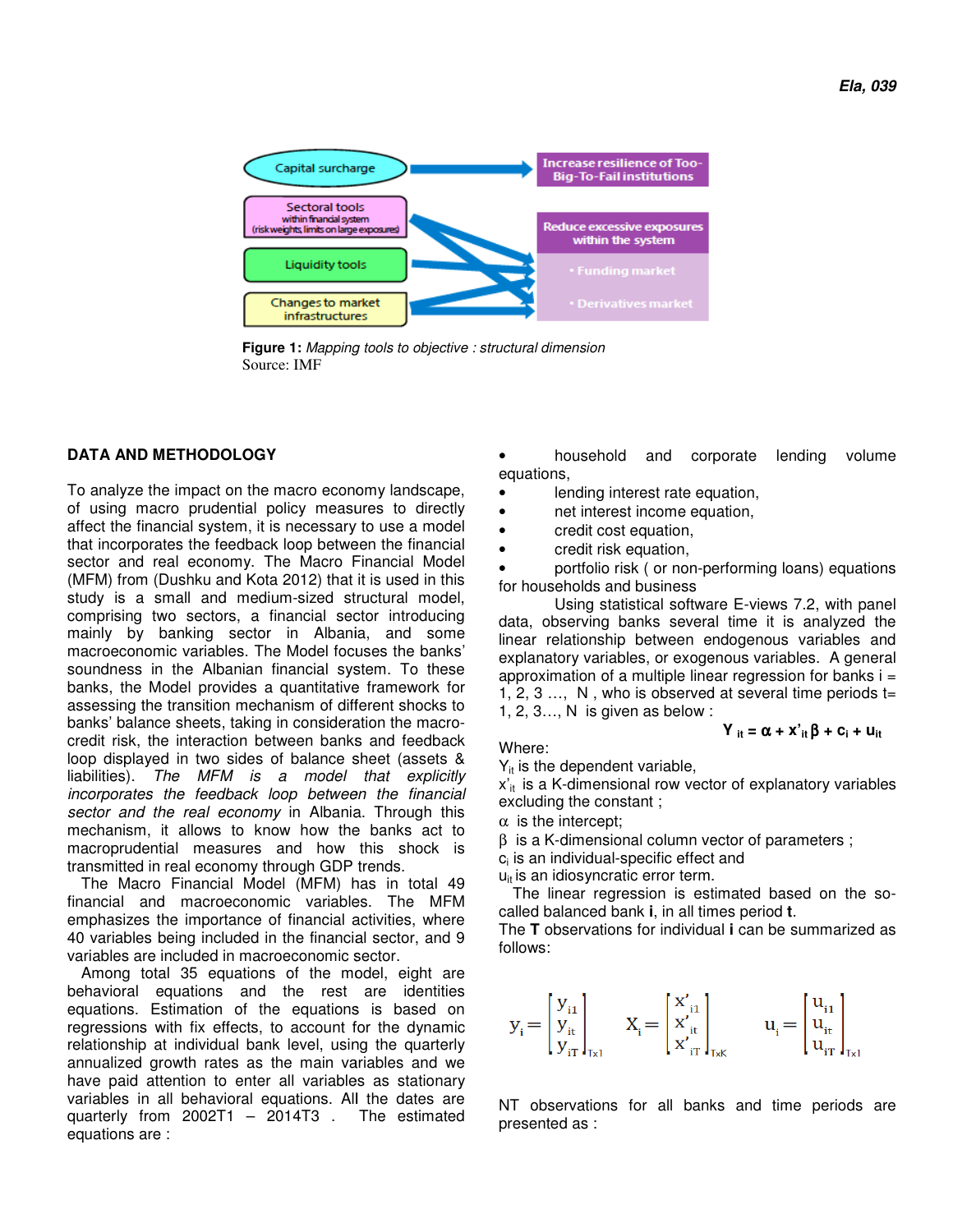Capital surcharge → Increase resilience of Too-Big-To-Fail institutions

Sectoral tools within financial system (risk weights, limits on large exposures)

Liquidity tools

Changes to market infrastructures

Reduce excessive exposures within the system
- Funding market
- Derivatives market

**Figure 1:** *Mapping tools to objective : structural dimension*
Source: IMF

## DATA AND METHODOLOGY

To analyze the impact on the macro economy landscape, of using macro prudential policy measures to directly affect the financial system, it is necessary to use a model that incorporates the feedback loop between the financial sector and real economy. The Macro Financial Model (MFM) from (Dushku and Kota 2012) that it is used in this study is a small and medium-sized structural model, comprising two sectors, a financial sector introducing mainly by banking sector in Albania, and some macroeconomic variables. The Model focuses the banks' soundness in the Albanian financial system. To these banks, the Model provides a quantitative framework for assessing the transition mechanism of different shocks to banks' balance sheets, taking in consideration the macro-credit risk, the interaction between banks and feedback loop displayed in two sides of balance sheet (assets & liabilities). *The MFM is a model that explicitly incorporates the feedback loop between the financial sector and the real economy* in Albania. Through this mechanism, it allows to know how the banks act to macroprudential measures and how this shock is transmitted in real economy through GDP trends.

The Macro Financial Model (MFM) has in total 49 financial and macroeconomic variables. The MFM emphasizes the importance of financial activities, where 40 variables being included in the financial sector, and 9 variables are included in macroeconomic sector.

Among total 35 equations of the model, eight are behavioral equations and the rest are identities equations. Estimation of the equations is based on regressions with fix effects, to account for the dynamic relationship at individual bank level, using the quarterly annualized growth rates as the main variables and we have paid attention to enter all variables as stationary variables in all behavioral equations. All the dates are quarterly from 2002T1 – 2014T3 . The estimated equations are :

- household and corporate lending volume equations,
- lending interest rate equation,
- net interest income equation,
- credit cost equation,
- credit risk equation,
- portfolio risk ( or non-performing loans) equations for households and business

Using statistical software E-views 7.2, with panel data, observing banks several time it is analyzed the linear relationship between endogenous variables and explanatory variables, or exogenous variables. A general approximation of a multiple linear regression for banks i = 1, 2, 3 …, N , who is observed at several time periods t= 1, 2, 3…, N is given as below :

$$Y_{it} = \alpha + x'_{it}\beta + c_i + u_{it}$$

Where:

$Y_{it}$ is the dependent variable,

$x'_{it}$ is a K-dimensional row vector of explanatory variables excluding the constant ;

$\alpha$ is the intercept;

$\beta$ is a K-dimensional column vector of parameters ;

$c_i$ is an individual-specific effect and

$u_{it}$ is an idiosyncratic error term.

The linear regression is estimated based on the so-called balanced bank **i**, in all times period **t**.

The **T** observations for individual **i** can be summarized as follows:

$$y_i = \begin{bmatrix} y_{i1} \\ y_{it} \\ y_{iT} \end{bmatrix}_{T\times 1} \quad X_i = \begin{bmatrix} x'_{i1} \\ x'_{it} \\ x'_{iT} \end{bmatrix}_{T\times K} \quad u_i = \begin{bmatrix} u_{i1} \\ u_{it} \\ u_{iT} \end{bmatrix}_{T\times 1}$$

NT observations for all banks and time periods are presented as :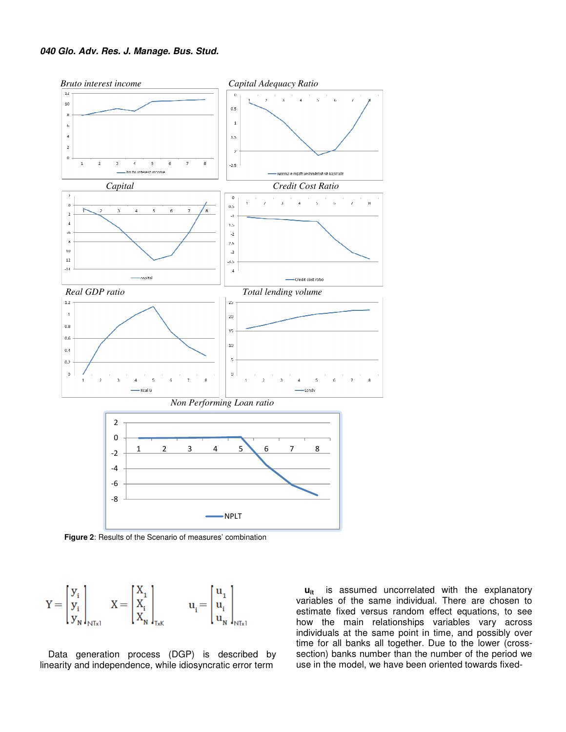*Bruto interest income*

*Capital Adequacy Ratio*

*Capital*

*Credit Cost Ratio*

*Real GDP ratio*

*Total lending volume*

*Non Performing Loan ratio*

**Figure 2**: Results of the Scenario of measures' combination

$$Y = \begin{bmatrix} y_i \\ y_i \\ y_N \end{bmatrix}_{NTx1} \quad X = \begin{bmatrix} X_1 \\ X_i \\ X_N \end{bmatrix}_{TxK} \quad u_i = \begin{bmatrix} u_1 \\ u_i \\ u_N \end{bmatrix}_{NTx1}$$

Data generation process (DGP) is described by linearity and independence, while idiosyncratic error term $\mathbf{u_{it}}$ is assumed uncorrelated with the explanatory variables of the same individual. There are chosen to estimate fixed versus random effect equations, to see how the main relationships variables vary across individuals at the same point in time, and possibly over time for all banks all together. Due to the lower (cross-section) banks number than the number of the period we use in the model, we have been oriented towards fixed-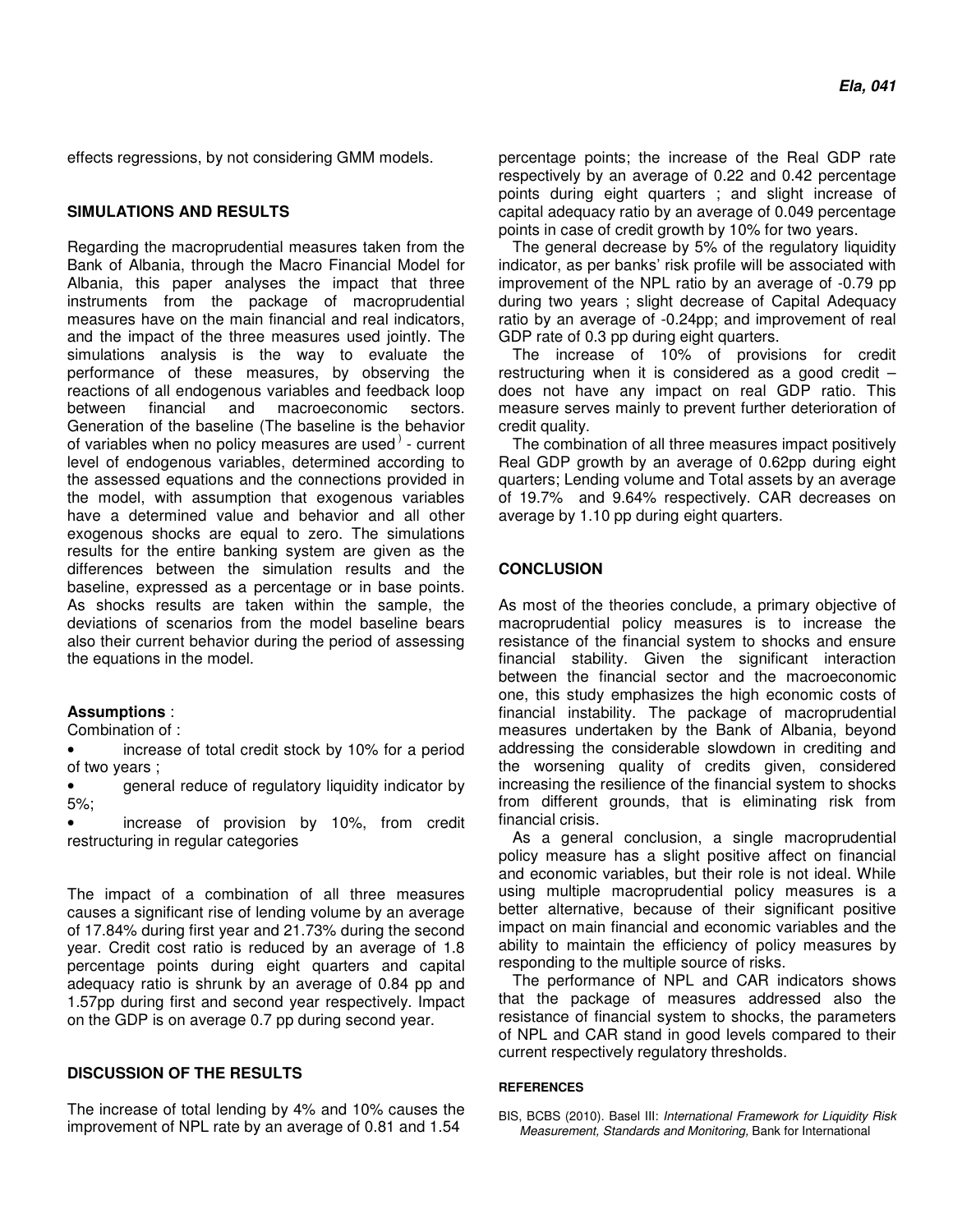effects regressions, by not considering GMM models.

## SIMULATIONS AND RESULTS

Regarding the macroprudential measures taken from the Bank of Albania, through the Macro Financial Model for Albania, this paper analyses the impact that three instruments from the package of macroprudential measures have on the main financial and real indicators, and the impact of the three measures used jointly. The simulations analysis is the way to evaluate the performance of these measures, by observing the reactions of all endogenous variables and feedback loop between financial and macroeconomic sectors. Generation of the baseline (The baseline is the behavior of variables when no policy measures are used) - current level of endogenous variables, determined according to the assessed equations and the connections provided in the model, with assumption that exogenous variables have a determined value and behavior and all other exogenous shocks are equal to zero. The simulations results for the entire banking system are given as the differences between the simulation results and the baseline, expressed as a percentage or in base points. As shocks results are taken within the sample, the deviations of scenarios from the model baseline bears also their current behavior during the period of assessing the equations in the model.

**Assumptions** :

Combination of :

- increase of total credit stock by 10% for a period of two years ;
- general reduce of regulatory liquidity indicator by 5%;
- increase of provision by 10%, from credit restructuring in regular categories

The impact of a combination of all three measures causes a significant rise of lending volume by an average of 17.84% during first year and 21.73% during the second year. Credit cost ratio is reduced by an average of 1.8 percentage points during eight quarters and capital adequacy ratio is shrunk by an average of 0.84 pp and 1.57pp during first and second year respectively. Impact on the GDP is on average 0.7 pp during second year.

## DISCUSSION OF THE RESULTS

The increase of total lending by 4% and 10% causes the improvement of NPL rate by an average of 0.81 and 1.54 percentage points; the increase of the Real GDP rate respectively by an average of 0.22 and 0.42 percentage points during eight quarters ; and slight increase of capital adequacy ratio by an average of 0.049 percentage points in case of credit growth by 10% for two years.

The general decrease by 5% of the regulatory liquidity indicator, as per banks' risk profile will be associated with improvement of the NPL ratio by an average of -0.79 pp during two years ; slight decrease of Capital Adequacy ratio by an average of -0.24pp; and improvement of real GDP rate of 0.3 pp during eight quarters.

The increase of 10% of provisions for credit restructuring when it is considered as a good credit – does not have any impact on real GDP ratio. This measure serves mainly to prevent further deterioration of credit quality.

The combination of all three measures impact positively Real GDP growth by an average of 0.62pp during eight quarters; Lending volume and Total assets by an average of 19.7% and 9.64% respectively. CAR decreases on average by 1.10 pp during eight quarters.

## CONCLUSION

As most of the theories conclude, a primary objective of macroprudential policy measures is to increase the resistance of the financial system to shocks and ensure financial stability. Given the significant interaction between the financial sector and the macroeconomic one, this study emphasizes the high economic costs of financial instability. The package of macroprudential measures undertaken by the Bank of Albania, beyond addressing the considerable slowdown in crediting and the worsening quality of credits given, considered increasing the resilience of the financial system to shocks from different grounds, that is eliminating risk from financial crisis.

As a general conclusion, a single macroprudential policy measure has a slight positive affect on financial and economic variables, but their role is not ideal. While using multiple macroprudential policy measures is a better alternative, because of their significant positive impact on main financial and economic variables and the ability to maintain the efficiency of policy measures by responding to the multiple source of risks.

The performance of NPL and CAR indicators shows that the package of measures addressed also the resistance of financial system to shocks, the parameters of NPL and CAR stand in good levels compared to their current respectively regulatory thresholds.

### REFERENCES

BIS, BCBS (2010). Basel III: *International Framework for Liquidity Risk Measurement, Standards and Monitoring,* Bank for International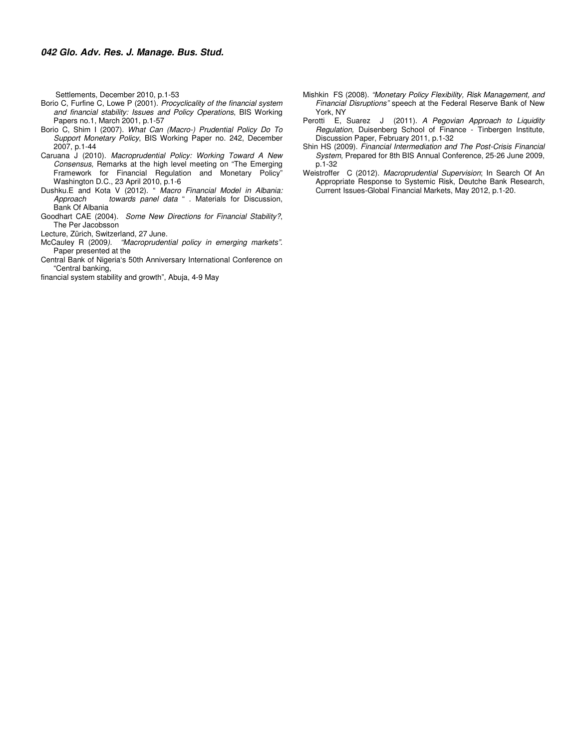Settlements, December 2010, p.1-53

Borio C, Furfine C, Lowe P (2001). *Procyclicality of the financial system and financial stability: Issues and Policy Operations*, BIS Working Papers no.1, March 2001, p.1-57

Borio C, Shim I (2007). *What Can (Macro-) Prudential Policy Do To Support Monetary Policy*, BIS Working Paper no. 242, December 2007, p.1-44

Caruana J (2010). *Macroprudential Policy: Working Toward A New Consensus,* Remarks at the high level meeting on "The Emerging Framework for Financial Regulation and Monetary Policy" Washington D.C., 23 April 2010, p.1-6

Dushku.E and Kota V (2012). " *Macro Financial Model in Albania: Approach towards panel data* " . Materials for Discussion, Bank Of Albania

Goodhart CAE (2004). *Some New Directions for Financial Stability?*, The Per Jacobsson

Lecture, Zürich, Switzerland, 27 June.

McCauley R (2009*). "Macroprudential policy in emerging markets"*. Paper presented at the

Central Bank of Nigeria's 50th Anniversary International Conference on "Central banking,

financial system stability and growth", Abuja, 4-9 May

Mishkin FS (2008). *"Monetary Policy Flexibility, Risk Management, and Financial Disruptions"* speech at the Federal Reserve Bank of New York, NY

Perotti E, Suarez J (2011). *A Pegovian Approach to Liquidity Regulation,* Duisenberg School of Finance - Tinbergen Institute, Discussion Paper, February 2011, p.1-32

Shin HS (2009). *Financial Intermediation and The Post-Crisis Financial System,* Prepared for 8th BIS Annual Conference, 25-26 June 2009, p.1-32

Weistroffer C (2012). *Macroprudential Supervision*; In Search Of An Appropriate Response to Systemic Risk, Deutche Bank Research, Current Issues-Global Financial Markets, May 2012, p.1-20.